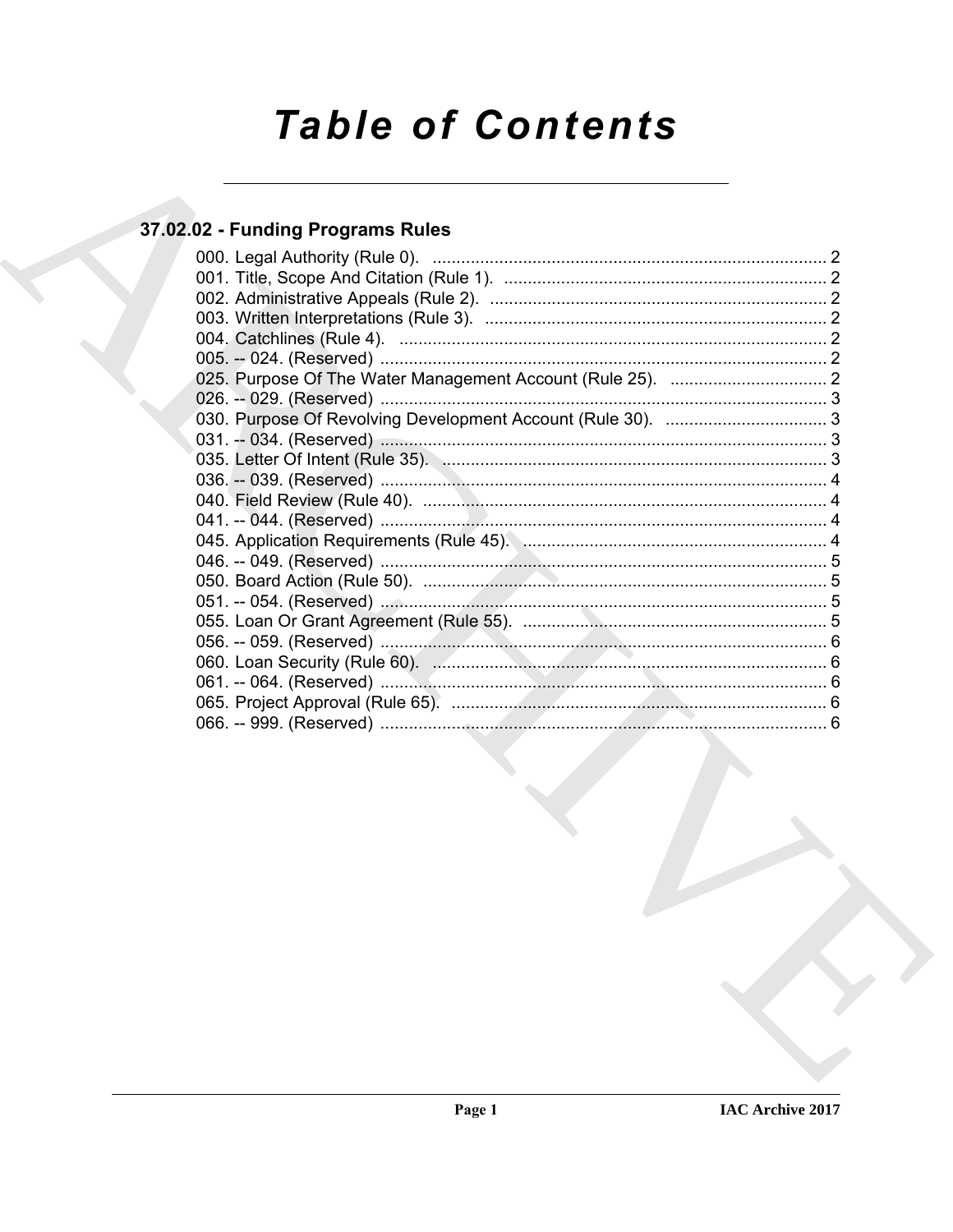# Table of Contents

## 37.02.02 - Funding Programs Rules

000. Legal Authority (Rule 0). ..... 2
001. Title, Scope And Citation (Rule 1). ..... 2
002. Administrative Appeals (Rule 2). ..... 2
003. Written Interpretations (Rule 3). ..... 2
004. Catchlines (Rule 4). ..... 2
005. -- 024. (Reserved) ..... 2
025. Purpose Of The Water Management Account (Rule 25). ..... 2
026. -- 029. (Reserved) ..... 3
030. Purpose Of Revolving Development Account (Rule 30). ..... 3
031. -- 034. (Reserved) ..... 3
035. Letter Of Intent (Rule 35). ..... 3
036. -- 039. (Reserved) ..... 4
040. Field Review (Rule 40). ..... 4
041. -- 044. (Reserved) ..... 4
045. Application Requirements (Rule 45). ..... 4
046. -- 049. (Reserved) ..... 5
050. Board Action (Rule 50). ..... 5
051. -- 054. (Reserved) ..... 5
055. Loan Or Grant Agreement (Rule 55). ..... 5
056. -- 059. (Reserved) ..... 6
060. Loan Security (Rule 60). ..... 6
061. -- 064. (Reserved) ..... 6
065. Project Approval (Rule 65). ..... 6
066. -- 999. (Reserved) ..... 6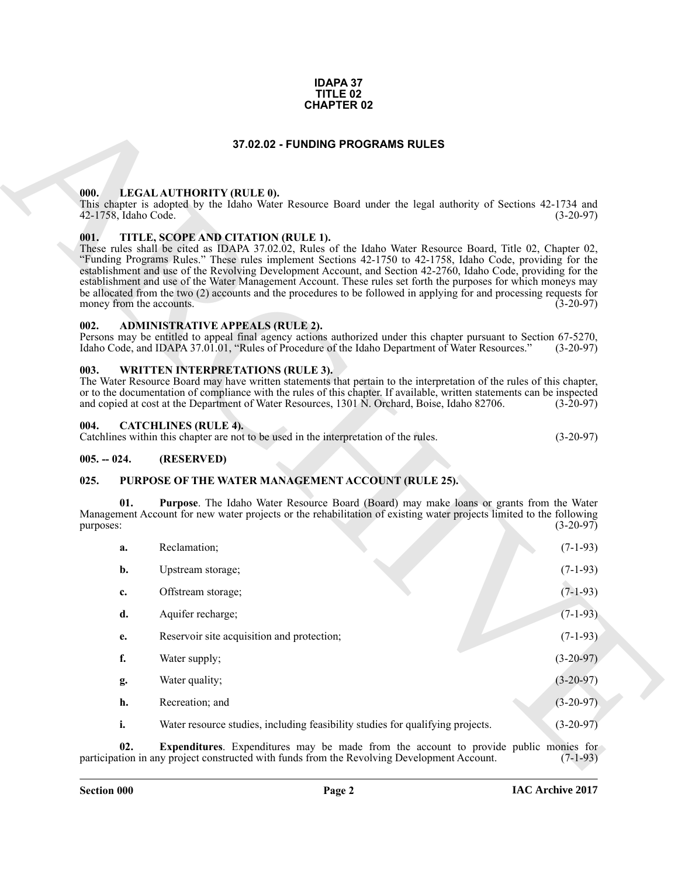**IDAPA 37**
**TITLE 02**
**CHAPTER 02**

# 37.02.02 - FUNDING PROGRAMS RULES

### 000. LEGAL AUTHORITY (RULE 0).

This chapter is adopted by the Idaho Water Resource Board under the legal authority of Sections 42-1734 and 42-1758, Idaho Code. (3-20-97)

### 001. TITLE, SCOPE AND CITATION (RULE 1).

These rules shall be cited as IDAPA 37.02.02, Rules of the Idaho Water Resource Board, Title 02, Chapter 02, "Funding Programs Rules." These rules implement Sections 42-1750 to 42-1758, Idaho Code, providing for the establishment and use of the Revolving Development Account, and Section 42-2760, Idaho Code, providing for the establishment and use of the Water Management Account. These rules set forth the purposes for which moneys may be allocated from the two (2) accounts and the procedures to be followed in applying for and processing requests for money from the accounts. (3-20-97)

### 002. ADMINISTRATIVE APPEALS (RULE 2).

Persons may be entitled to appeal final agency actions authorized under this chapter pursuant to Section 67-5270, Idaho Code, and IDAPA 37.01.01, "Rules of Procedure of the Idaho Department of Water Resources." (3-20-97)

### 003. WRITTEN INTERPRETATIONS (RULE 3).

The Water Resource Board may have written statements that pertain to the interpretation of the rules of this chapter, or to the documentation of compliance with the rules of this chapter. If available, written statements can be inspected and copied at cost at the Department of Water Resources, 1301 N. Orchard, Boise, Idaho 82706. (3-20-97)

### 004. CATCHLINES (RULE 4).

Catchlines within this chapter are not to be used in the interpretation of the rules. (3-20-97)

### 005. -- 024. (RESERVED)

### 025. PURPOSE OF THE WATER MANAGEMENT ACCOUNT (RULE 25).

**01. Purpose**. The Idaho Water Resource Board (Board) may make loans or grants from the Water Management Account for new water projects or the rehabilitation of existing water projects limited to the following purposes: (3-20-97)

**a.** Reclamation; (7-1-93)

**b.** Upstream storage; (7-1-93)

**c.** Offstream storage; (7-1-93)

**d.** Aquifer recharge; (7-1-93)

**e.** Reservoir site acquisition and protection; (7-1-93)

**f.** Water supply; (3-20-97)

**g.** Water quality; (3-20-97)

**h.** Recreation; and (3-20-97)

**i.** Water resource studies, including feasibility studies for qualifying projects. (3-20-97)

**02. Expenditures**. Expenditures may be made from the account to provide public monies for participation in any project constructed with funds from the Revolving Development Account. (7-1-93)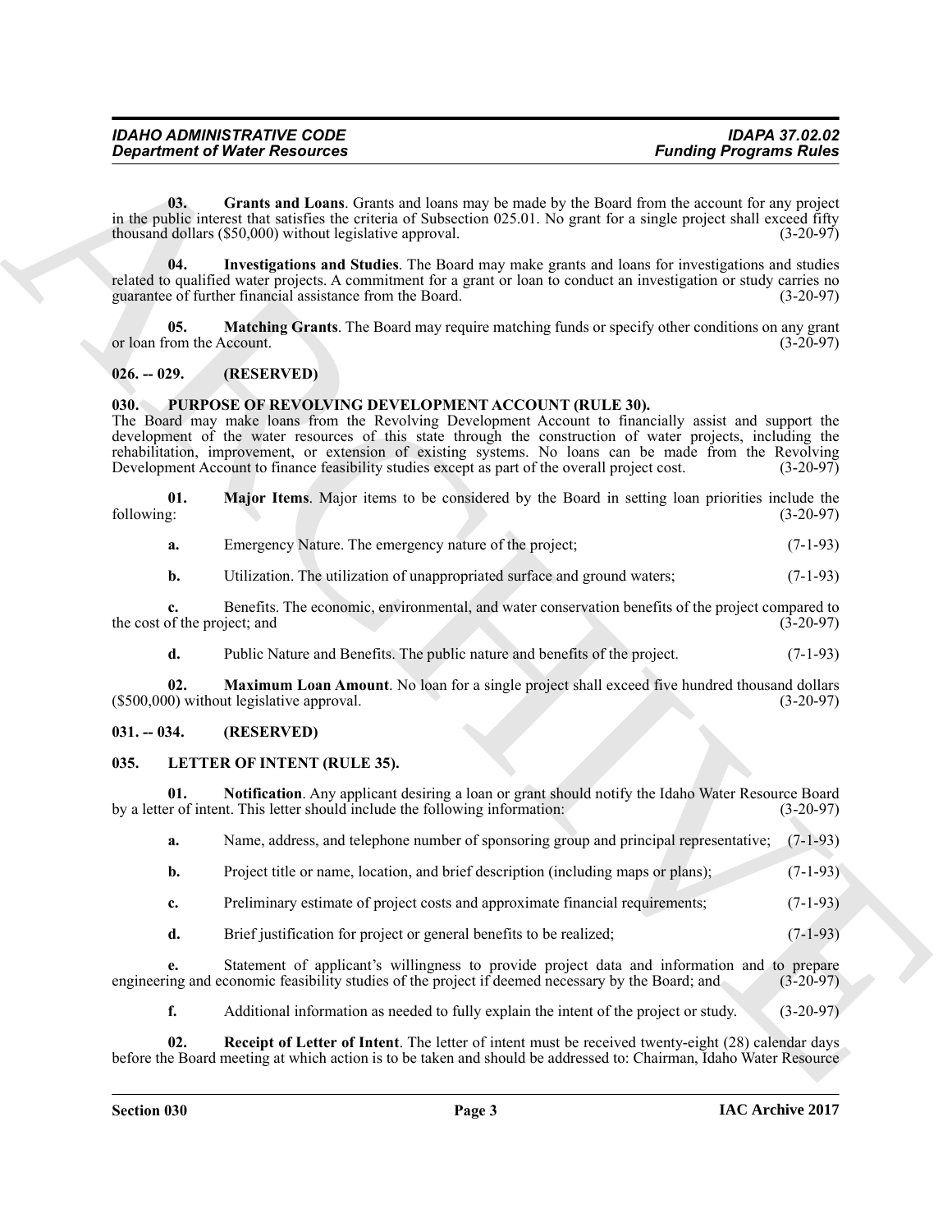**03. Grants and Loans**. Grants and loans may be made by the Board from the account for any project in the public interest that satisfies the criteria of Subsection 025.01. No grant for a single project shall exceed fifty thousand dollars ($50,000) without legislative approval. (3-20-97)

**04. Investigations and Studies**. The Board may make grants and loans for investigations and studies related to qualified water projects. A commitment for a grant or loan to conduct an investigation or study carries no guarantee of further financial assistance from the Board. (3-20-97)

**05. Matching Grants**. The Board may require matching funds or specify other conditions on any grant or loan from the Account. (3-20-97)

## 026. -- 029. (RESERVED)

## 030. PURPOSE OF REVOLVING DEVELOPMENT ACCOUNT (RULE 30).

The Board may make loans from the Revolving Development Account to financially assist and support the development of the water resources of this state through the construction of water projects, including the rehabilitation, improvement, or extension of existing systems. No loans can be made from the Revolving Development Account to finance feasibility studies except as part of the overall project cost. (3-20-97)

**01. Major Items**. Major items to be considered by the Board in setting loan priorities include the following: (3-20-97)

**a.** Emergency Nature. The emergency nature of the project; (7-1-93)

**b.** Utilization. The utilization of unappropriated surface and ground waters; (7-1-93)

**c.** Benefits. The economic, environmental, and water conservation benefits of the project compared to the cost of the project; and (3-20-97)

**d.** Public Nature and Benefits. The public nature and benefits of the project. (7-1-93)

**02. Maximum Loan Amount**. No loan for a single project shall exceed five hundred thousand dollars ($500,000) without legislative approval. (3-20-97)

## 031. -- 034. (RESERVED)

## 035. LETTER OF INTENT (RULE 35).

**01. Notification**. Any applicant desiring a loan or grant should notify the Idaho Water Resource Board by a letter of intent. This letter should include the following information: (3-20-97)

**a.** Name, address, and telephone number of sponsoring group and principal representative; (7-1-93)

**b.** Project title or name, location, and brief description (including maps or plans); (7-1-93)

**c.** Preliminary estimate of project costs and approximate financial requirements; (7-1-93)

**d.** Brief justification for project or general benefits to be realized; (7-1-93)

**e.** Statement of applicant's willingness to provide project data and information and to prepare engineering and economic feasibility studies of the project if deemed necessary by the Board; and (3-20-97)

**f.** Additional information as needed to fully explain the intent of the project or study. (3-20-97)

**02. Receipt of Letter of Intent**. The letter of intent must be received twenty-eight (28) calendar days before the Board meeting at which action is to be taken and should be addressed to: Chairman, Idaho Water Resource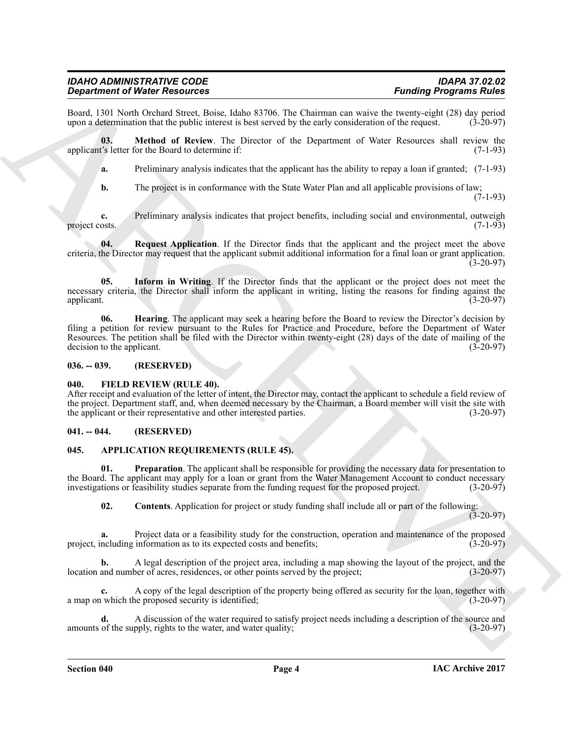Board, 1301 North Orchard Street, Boise, Idaho 83706. The Chairman can waive the twenty-eight (28) day period upon a determination that the public interest is best served by the early consideration of the request. (3-20-97)

**03. Method of Review**. The Director of the Department of Water Resources shall review the applicant's letter for the Board to determine if: (7-1-93)

**a.** Preliminary analysis indicates that the applicant has the ability to repay a loan if granted; (7-1-93)

**b.** The project is in conformance with the State Water Plan and all applicable provisions of law; (7-1-93)

**c.** Preliminary analysis indicates that project benefits, including social and environmental, outweigh project costs. (7-1-93)

**04. Request Application**. If the Director finds that the applicant and the project meet the above criteria, the Director may request that the applicant submit additional information for a final loan or grant application. (3-20-97)

**05. Inform in Writing**. If the Director finds that the applicant or the project does not meet the necessary criteria, the Director shall inform the applicant in writing, listing the reasons for finding against the applicant. (3-20-97)

**06. Hearing**. The applicant may seek a hearing before the Board to review the Director's decision by filing a petition for review pursuant to the Rules for Practice and Procedure, before the Department of Water Resources. The petition shall be filed with the Director within twenty-eight (28) days of the date of mailing of the decision to the applicant. (3-20-97)

## 036. -- 039. (RESERVED)

## 040. FIELD REVIEW (RULE 40).

After receipt and evaluation of the letter of intent, the Director may, contact the applicant to schedule a field review of the project. Department staff, and, when deemed necessary by the Chairman, a Board member will visit the site with the applicant or their representative and other interested parties. (3-20-97)

## 041. -- 044. (RESERVED)

## 045. APPLICATION REQUIREMENTS (RULE 45).

**01. Preparation**. The applicant shall be responsible for providing the necessary data for presentation to the Board. The applicant may apply for a loan or grant from the Water Management Account to conduct necessary investigations or feasibility studies separate from the funding request for the proposed project. (3-20-97)

**02. Contents**. Application for project or study funding shall include all or part of the following: (3-20-97)

**a.** Project data or a feasibility study for the construction, operation and maintenance of the proposed project, including information as to its expected costs and benefits; (3-20-97)

**b.** A legal description of the project area, including a map showing the layout of the project, and the location and number of acres, residences, or other points served by the project; (3-20-97)

**c.** A copy of the legal description of the property being offered as security for the loan, together with a map on which the proposed security is identified; (3-20-97)

**d.** A discussion of the water required to satisfy project needs including a description of the source and amounts of the supply, rights to the water, and water quality; (3-20-97)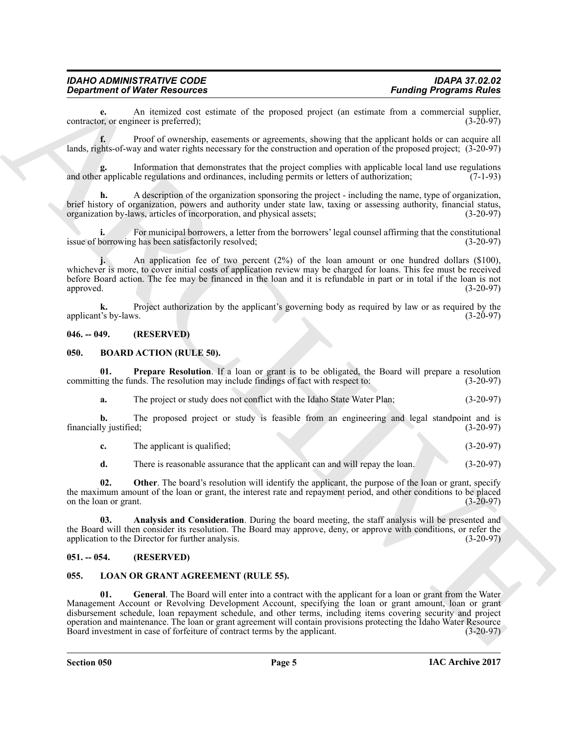**e.** An itemized cost estimate of the proposed project (an estimate from a commercial supplier, contractor, or engineer is preferred); (3-20-97)

**f.** Proof of ownership, easements or agreements, showing that the applicant holds or can acquire all lands, rights-of-way and water rights necessary for the construction and operation of the proposed project; (3-20-97)

**g.** Information that demonstrates that the project complies with applicable local land use regulations and other applicable regulations and ordinances, including permits or letters of authorization; (7-1-93)

**h.** A description of the organization sponsoring the project - including the name, type of organization, brief history of organization, powers and authority under state law, taxing or assessing authority, financial status, organization by-laws, articles of incorporation, and physical assets; (3-20-97)

**i.** For municipal borrowers, a letter from the borrowers' legal counsel affirming that the constitutional issue of borrowing has been satisfactorily resolved; (3-20-97)

**j.** An application fee of two percent (2%) of the loan amount or one hundred dollars ($100), whichever is more, to cover initial costs of application review may be charged for loans. This fee must be received before Board action. The fee may be financed in the loan and it is refundable in part or in total if the loan is not approved. (3-20-97)

**k.** Project authorization by the applicant's governing body as required by law or as required by the applicant's by-laws. (3-20-97)

## 046. -- 049. (RESERVED)

## 050. BOARD ACTION (RULE 50).

**01. Prepare Resolution**. If a loan or grant is to be obligated, the Board will prepare a resolution committing the funds. The resolution may include findings of fact with respect to: (3-20-97)

**a.** The project or study does not conflict with the Idaho State Water Plan; (3-20-97)

**b.** The proposed project or study is feasible from an engineering and legal standpoint and is financially justified; (3-20-97)

**c.** The applicant is qualified; (3-20-97)

**d.** There is reasonable assurance that the applicant can and will repay the loan. (3-20-97)

**02. Other**. The board's resolution will identify the applicant, the purpose of the loan or grant, specify the maximum amount of the loan or grant, the interest rate and repayment period, and other conditions to be placed on the loan or grant. (3-20-97)

**03. Analysis and Consideration**. During the board meeting, the staff analysis will be presented and the Board will then consider its resolution. The Board may approve, deny, or approve with conditions, or refer the application to the Director for further analysis. (3-20-97)

## 051. -- 054. (RESERVED)

## 055. LOAN OR GRANT AGREEMENT (RULE 55).

**01. General**. The Board will enter into a contract with the applicant for a loan or grant from the Water Management Account or Revolving Development Account, specifying the loan or grant amount, loan or grant disbursement schedule, loan repayment schedule, and other terms, including items covering security and project operation and maintenance. The loan or grant agreement will contain provisions protecting the Idaho Water Resource Board investment in case of forfeiture of contract terms by the applicant. (3-20-97)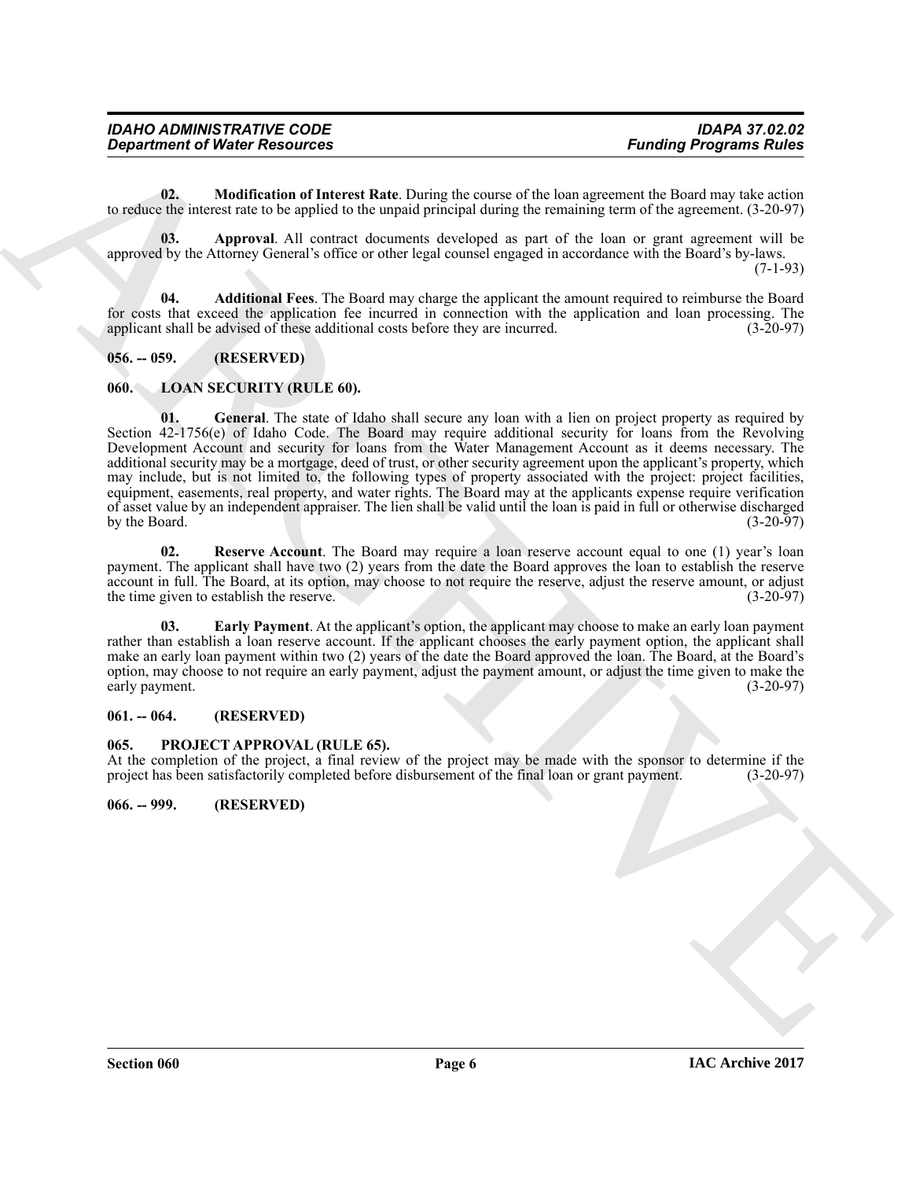**02. Modification of Interest Rate**. During the course of the loan agreement the Board may take action to reduce the interest rate to be applied to the unpaid principal during the remaining term of the agreement. (3-20-97)

**03. Approval**. All contract documents developed as part of the loan or grant agreement will be approved by the Attorney General's office or other legal counsel engaged in accordance with the Board's by-laws. (7-1-93)

**04. Additional Fees**. The Board may charge the applicant the amount required to reimburse the Board for costs that exceed the application fee incurred in connection with the application and loan processing. The applicant shall be advised of these additional costs before they are incurred. (3-20-97)

## 056. -- 059. (RESERVED)

## 060. LOAN SECURITY (RULE 60).

**01. General**. The state of Idaho shall secure any loan with a lien on project property as required by Section 42-1756(e) of Idaho Code. The Board may require additional security for loans from the Revolving Development Account and security for loans from the Water Management Account as it deems necessary. The additional security may be a mortgage, deed of trust, or other security agreement upon the applicant's property, which may include, but is not limited to, the following types of property associated with the project: project facilities, equipment, easements, real property, and water rights. The Board may at the applicants expense require verification of asset value by an independent appraiser. The lien shall be valid until the loan is paid in full or otherwise discharged by the Board. (3-20-97)

**02. Reserve Account**. The Board may require a loan reserve account equal to one (1) year's loan payment. The applicant shall have two (2) years from the date the Board approves the loan to establish the reserve account in full. The Board, at its option, may choose to not require the reserve, adjust the reserve amount, or adjust the time given to establish the reserve. (3-20-97)

**03. Early Payment**. At the applicant's option, the applicant may choose to make an early loan payment rather than establish a loan reserve account. If the applicant chooses the early payment option, the applicant shall make an early loan payment within two (2) years of the date the Board approved the loan. The Board, at the Board's option, may choose to not require an early payment, adjust the payment amount, or adjust the time given to make the early payment. (3-20-97)

## 061. -- 064. (RESERVED)

## 065. PROJECT APPROVAL (RULE 65).

At the completion of the project, a final review of the project may be made with the sponsor to determine if the project has been satisfactorily completed before disbursement of the final loan or grant payment. (3-20-97)

## 066. -- 999. (RESERVED)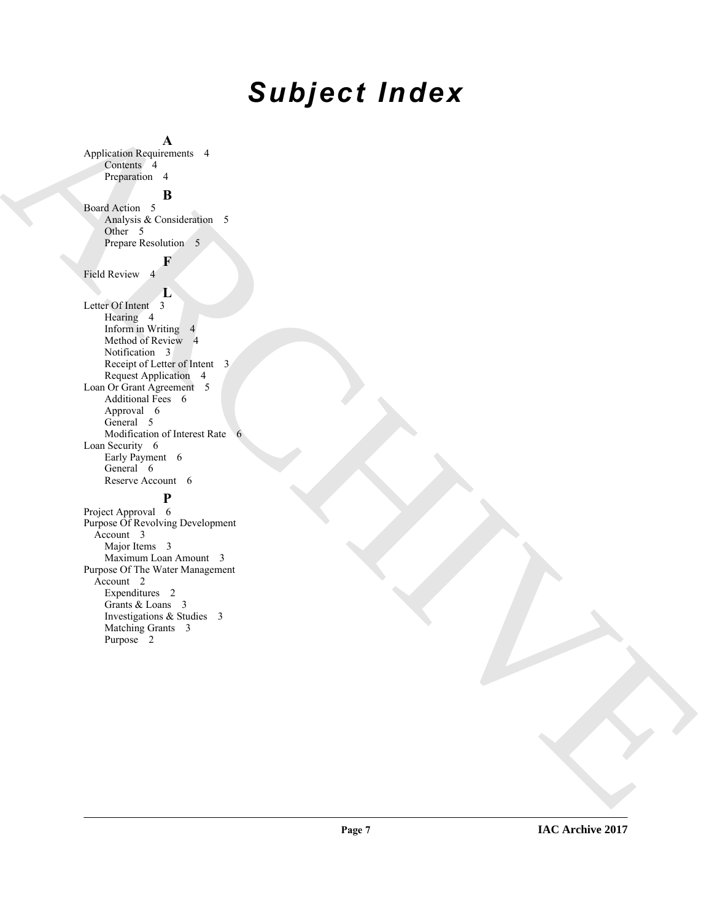# Subject Index

**A**

Application Requirements 4
- Contents 4
- Preparation 4

**B**

Board Action 5
- Analysis & Consideration 5
- Other 5
- Prepare Resolution 5

**F**

Field Review 4

**L**

Letter Of Intent 3
- Hearing 4
- Inform in Writing 4
- Method of Review 4
- Notification 3
- Receipt of Letter of Intent 3
- Request Application 4

Loan Or Grant Agreement 5
- Additional Fees 6
- Approval 6
- General 5
- Modification of Interest Rate 6

Loan Security 6
- Early Payment 6
- General 6
- Reserve Account 6

**P**

Project Approval 6

Purpose Of Revolving Development Account 3
- Major Items 3
- Maximum Loan Amount 3

Purpose Of The Water Management Account 2
- Expenditures 2
- Grants & Loans 3
- Investigations & Studies 3
- Matching Grants 3
- Purpose 2